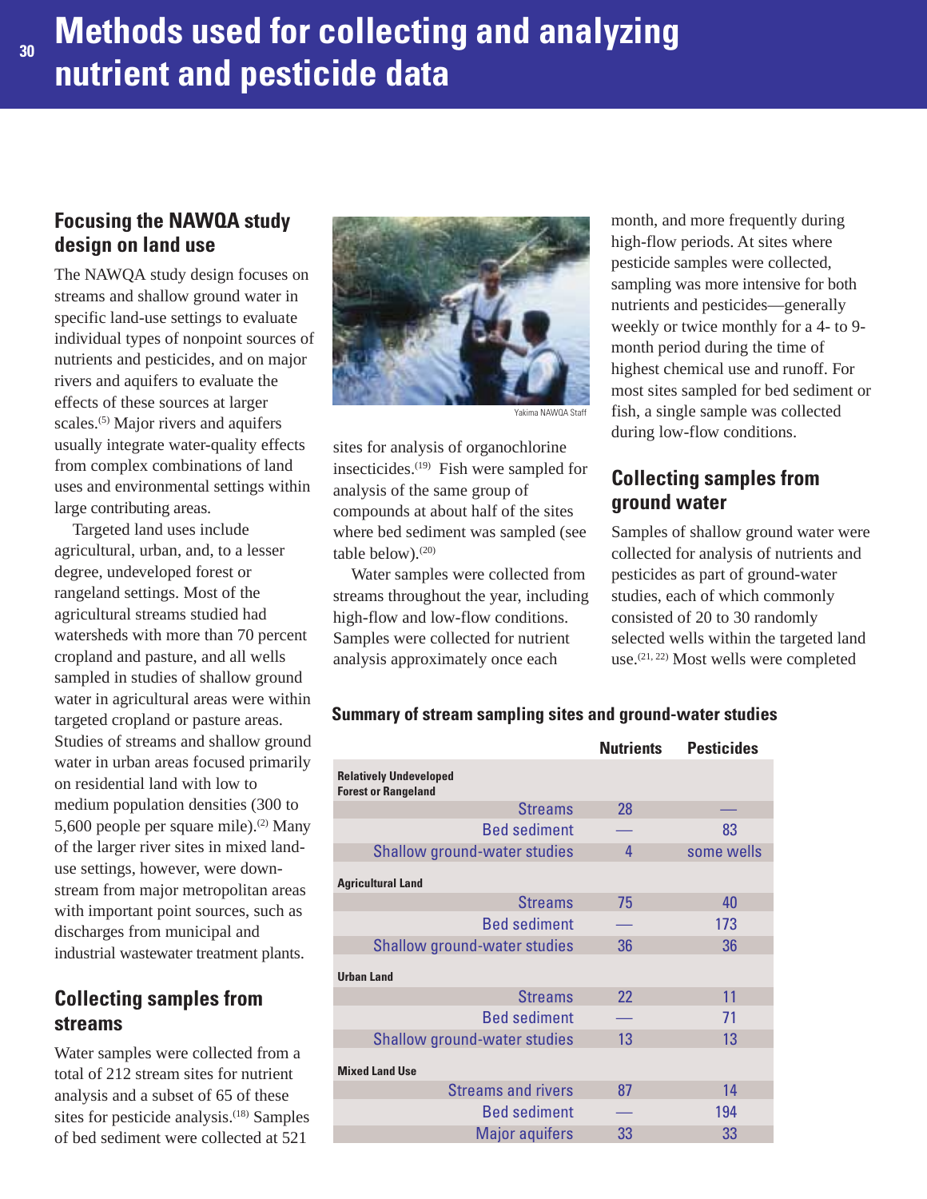# Methods used for collecting and analyzing nutrient and pesticide data

## Focusing the NAWQA study design on land use

The NAWQA study design focuses on streams and shallow ground water in specific land-use settings to evaluate individual types of nonpoint sources of nutrients and pesticides, and on major rivers and aquifers to evaluate the effects of these sources at larger scales.[5] Major rivers and aquifers usually integrate water-quality effects from complex combinations of land uses and environmental settings within large contributing areas.

Targeted land uses include agricultural, urban, and, to a lesser degree, undeveloped forest or rangeland settings. Most of the agricultural streams studied had watersheds with more than 70 percent cropland and pasture, and all wells sampled in studies of shallow ground water in agricultural areas were within targeted cropland or pasture areas. Studies of streams and shallow ground water in urban areas focused primarily on residential land with low to medium population densities (300 to 5,600 people per square mile).[2] Many of the larger river sites in mixed land-use settings, however, were downstream from major metropolitan areas with important point sources, such as discharges from municipal and industrial wastewater treatment plants.

## Collecting samples from streams

Water samples were collected from a total of 212 stream sites for nutrient analysis and a subset of 65 of these sites for pesticide analysis.[18] Samples of bed sediment were collected at 521 sites for analysis of organochlorine insecticides.[19] Fish were sampled for analysis of the same group of compounds at about half of the sites where bed sediment was sampled (see table below).[20]

Yakima NAWQA Staff

Water samples were collected from streams throughout the year, including high-flow and low-flow conditions. Samples were collected for nutrient analysis approximately once each month, and more frequently during high-flow periods. At sites where pesticide samples were collected, sampling was more intensive for both nutrients and pesticides—generally weekly or twice monthly for a 4- to 9-month period during the time of highest chemical use and runoff. For most sites sampled for bed sediment or fish, a single sample was collected during low-flow conditions.

## Collecting samples from ground water

Samples of shallow ground water were collected for analysis of nutrients and pesticides as part of ground-water studies, each of which commonly consisted of 20 to 30 randomly selected wells within the targeted land use.[21, 22] Most wells were completed

**Summary of stream sampling sites and ground-water studies**

| | Nutrients | Pesticides |
|---|---|---|
| **Relatively Undeveloped Forest or Rangeland** | | |
| Streams | 28 | — |
| Bed sediment | — | 83 |
| Shallow ground-water studies | 4 | some wells |
| **Agricultural Land** | | |
| Streams | 75 | 40 |
| Bed sediment | — | 173 |
| Shallow ground-water studies | 36 | 36 |
| **Urban Land** | | |
| Streams | 22 | 11 |
| Bed sediment | — | 71 |
| Shallow ground-water studies | 13 | 13 |
| **Mixed Land Use** | | |
| Streams and rivers | 87 | 14 |
| Bed sediment | — | 194 |
| Major aquifers | 33 | 33 |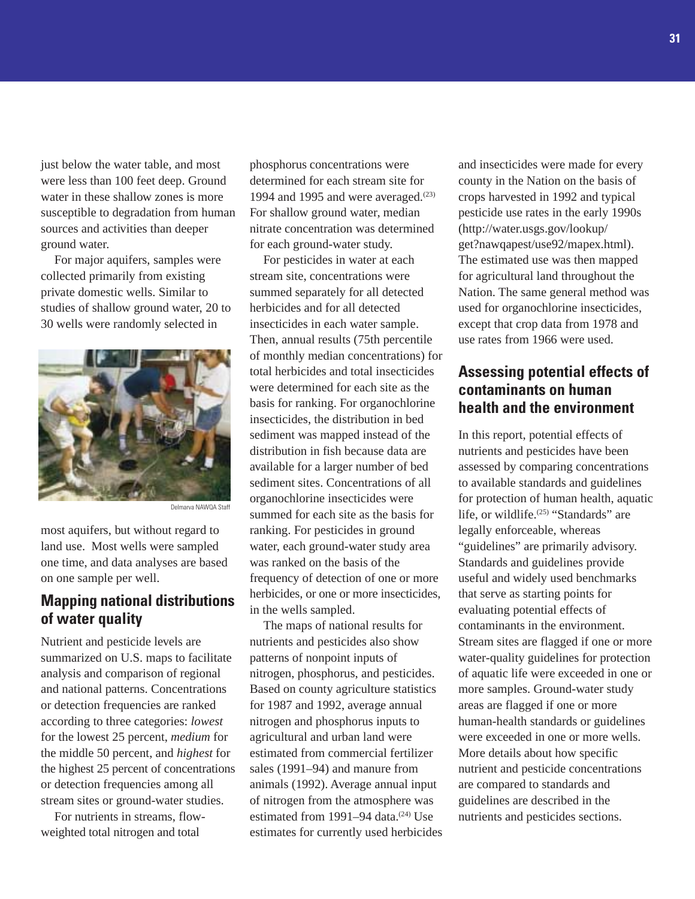just below the water table, and most were less than 100 feet deep. Ground water in these shallow zones is more susceptible to degradation from human sources and activities than deeper ground water.

For major aquifers, samples were collected primarily from existing private domestic wells. Similar to studies of shallow ground water, 20 to 30 wells were randomly selected in most aquifers, but without regard to land use. Most wells were sampled one time, and data analyses are based on one sample per well.

Delmarva NAWQA Staff

## Mapping national distributions of water quality

Nutrient and pesticide levels are summarized on U.S. maps to facilitate analysis and comparison of regional and national patterns. Concentrations or detection frequencies are ranked according to three categories: *lowest* for the lowest 25 percent, *medium* for the middle 50 percent, and *highest* for the highest 25 percent of concentrations or detection frequencies among all stream sites or ground-water studies.

For nutrients in streams, flow-weighted total nitrogen and total phosphorus concentrations were determined for each stream site for 1994 and 1995 and were averaged.[23] For shallow ground water, median nitrate concentration was determined for each ground-water study.

For pesticides in water at each stream site, concentrations were summed separately for all detected herbicides and for all detected insecticides in each water sample. Then, annual results (75th percentile of monthly median concentrations) for total herbicides and total insecticides were determined for each site as the basis for ranking. For organochlorine insecticides, the distribution in bed sediment was mapped instead of the distribution in fish because data are available for a larger number of bed sediment sites. Concentrations of all organochlorine insecticides were summed for each site as the basis for ranking. For pesticides in ground water, each ground-water study area was ranked on the basis of the frequency of detection of one or more herbicides, or one or more insecticides, in the wells sampled.

The maps of national results for nutrients and pesticides also show patterns of nonpoint inputs of nitrogen, phosphorus, and pesticides. Based on county agriculture statistics for 1987 and 1992, average annual nitrogen and phosphorus inputs to agricultural and urban land were estimated from commercial fertilizer sales (1991–94) and manure from animals (1992). Average annual input of nitrogen from the atmosphere was estimated from 1991–94 data.[24] Use estimates for currently used herbicides and insecticides were made for every county in the Nation on the basis of crops harvested in 1992 and typical pesticide use rates in the early 1990s (http://water.usgs.gov/lookup/get?nawqapest/use92/mapex.html). The estimated use was then mapped for agricultural land throughout the Nation. The same general method was used for organochlorine insecticides, except that crop data from 1978 and use rates from 1966 were used.

## Assessing potential effects of contaminants on human health and the environment

In this report, potential effects of nutrients and pesticides have been assessed by comparing concentrations to available standards and guidelines for protection of human health, aquatic life, or wildlife.[25] "Standards" are legally enforceable, whereas "guidelines" are primarily advisory. Standards and guidelines provide useful and widely used benchmarks that serve as starting points for evaluating potential effects of contaminants in the environment. Stream sites are flagged if one or more water-quality guidelines for protection of aquatic life were exceeded in one or more samples. Ground-water study areas are flagged if one or more human-health standards or guidelines were exceeded in one or more wells. More details about how specific nutrient and pesticide concentrations are compared to standards and guidelines are described in the nutrients and pesticides sections.